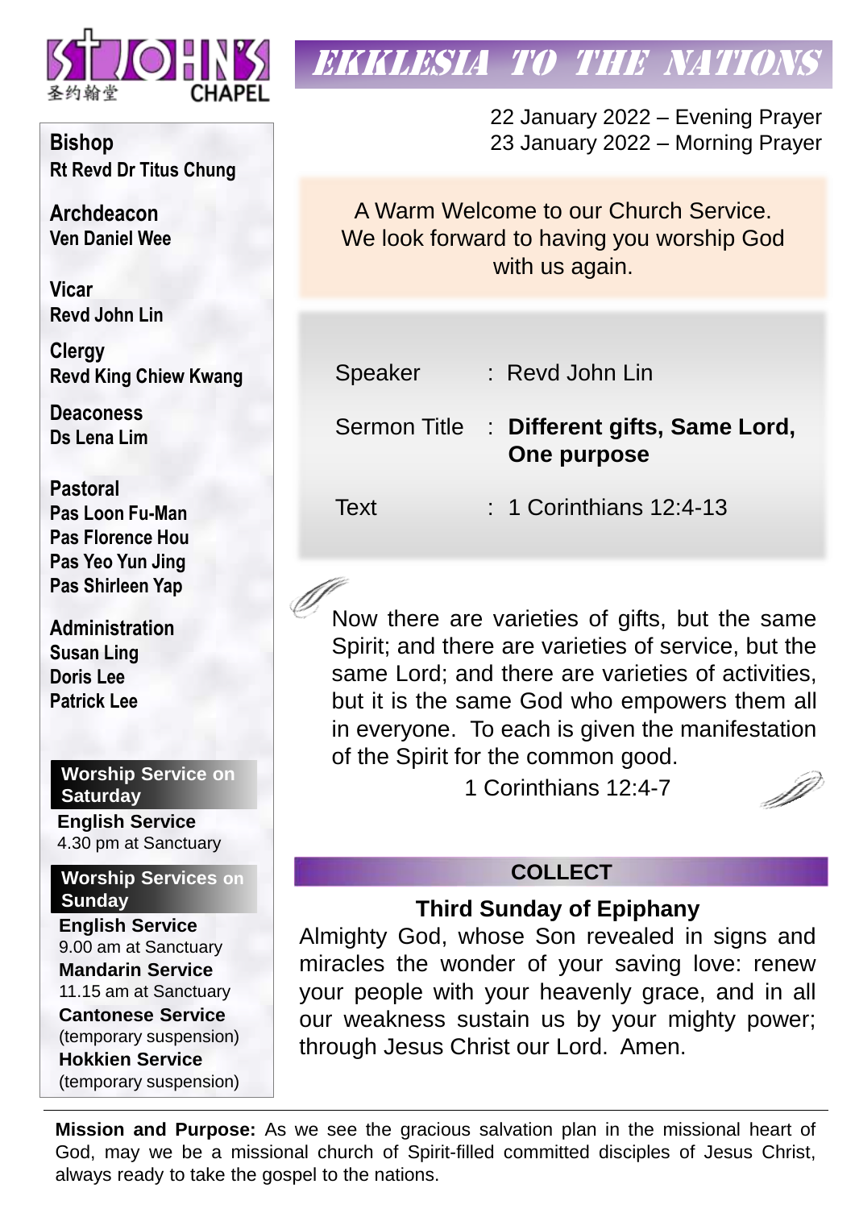ST JOHN'S CHAPEL
圣约翰堂

# EKKLESIA TO THE NATIONS

22 January 2022 – Evening Prayer
23 January 2022 – Morning Prayer

A Warm Welcome to our Church Service.
We look forward to having you worship God with us again.

| | |
|---|---|
| Speaker | : Revd John Lin |
| Sermon Title | : **Different gifts, Same Lord, One purpose** |
| Text | : 1 Corinthians 12:4-13 |

Now there are varieties of gifts, but the same Spirit; and there are varieties of service, but the same Lord; and there are varieties of activities, but it is the same God who empowers them all in everyone. To each is given the manifestation of the Spirit for the common good.

1 Corinthians 12:4-7

## COLLECT

### Third Sunday of Epiphany

Almighty God, whose Son revealed in signs and miracles the wonder of your saving love: renew your people with your heavenly grace, and in all our weakness sustain us by your mighty power; through Jesus Christ our Lord. Amen.

**Bishop**
Rt Revd Dr Titus Chung

**Archdeacon**
Ven Daniel Wee

**Vicar**
Revd John Lin

**Clergy**
Revd King Chiew Kwang

**Deaconess**
Ds Lena Lim

**Pastoral**
Pas Loon Fu-Man
Pas Florence Hou
Pas Yeo Yun Jing
Pas Shirleen Yap

**Administration**
Susan Ling
Doris Lee
Patrick Lee

**Worship Service on Saturday**

**English Service**
4.30 pm at Sanctuary

**Worship Services on Sunday**

**English Service**
9.00 am at Sanctuary

**Mandarin Service**
11.15 am at Sanctuary

**Cantonese Service**
(temporary suspension)

**Hokkien Service**
(temporary suspension)

**Mission and Purpose:** As we see the gracious salvation plan in the missional heart of God, may we be a missional church of Spirit-filled committed disciples of Jesus Christ, always ready to take the gospel to the nations.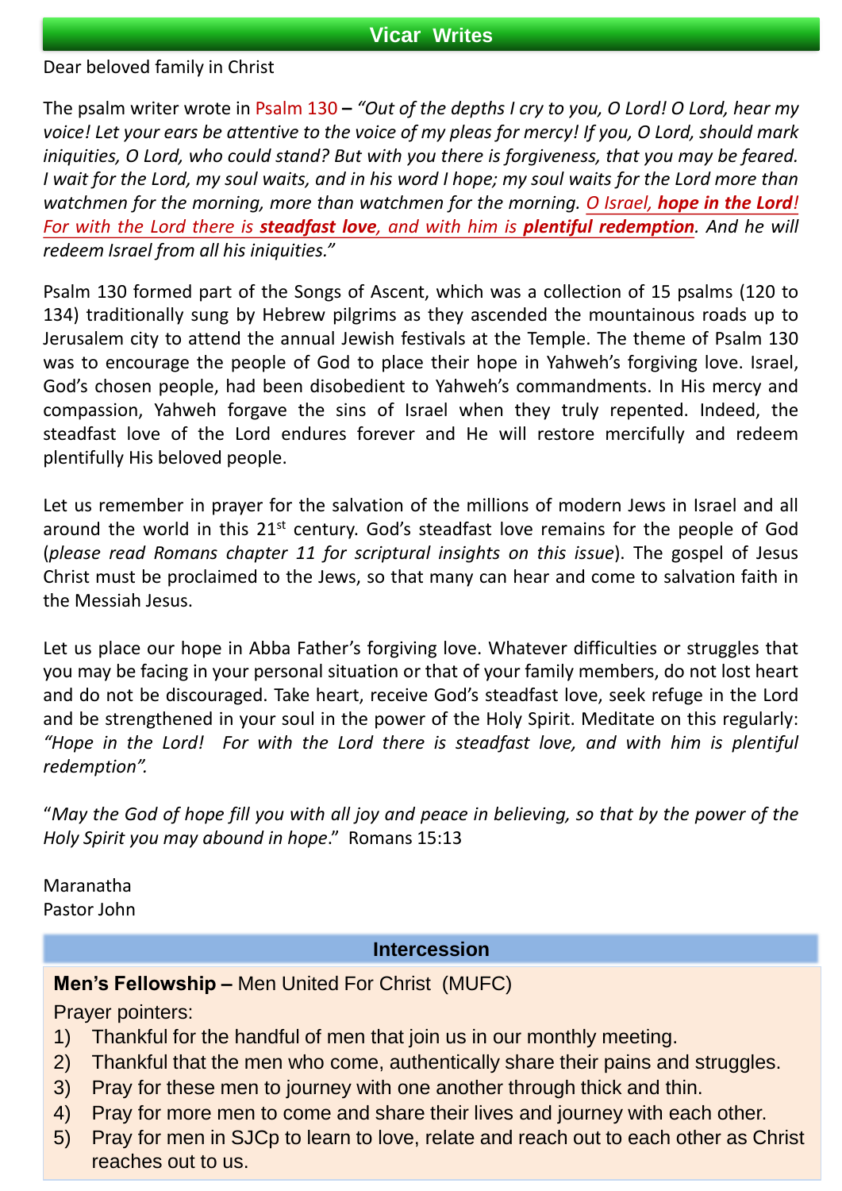## Vicar Writes

Dear beloved family in Christ

The psalm writer wrote in Psalm 130 – *"Out of the depths I cry to you, O Lord! O Lord, hear my voice! Let your ears be attentive to the voice of my pleas for mercy! If you, O Lord, should mark iniquities, O Lord, who could stand? But with you there is forgiveness, that you may be feared. I wait for the Lord, my soul waits, and in his word I hope; my soul waits for the Lord more than watchmen for the morning, more than watchmen for the morning. O Israel, **hope in the Lord**! For with the Lord there is **steadfast love**, and with him is **plentiful redemption**. And he will redeem Israel from all his iniquities."*

Psalm 130 formed part of the Songs of Ascent, which was a collection of 15 psalms (120 to 134) traditionally sung by Hebrew pilgrims as they ascended the mountainous roads up to Jerusalem city to attend the annual Jewish festivals at the Temple. The theme of Psalm 130 was to encourage the people of God to place their hope in Yahweh's forgiving love. Israel, God's chosen people, had been disobedient to Yahweh's commandments. In His mercy and compassion, Yahweh forgave the sins of Israel when they truly repented. Indeed, the steadfast love of the Lord endures forever and He will restore mercifully and redeem plentifully His beloved people.

Let us remember in prayer for the salvation of the millions of modern Jews in Israel and all around the world in this 21st century. God's steadfast love remains for the people of God (*please read Romans chapter 11 for scriptural insights on this issue*). The gospel of Jesus Christ must be proclaimed to the Jews, so that many can hear and come to salvation faith in the Messiah Jesus.

Let us place our hope in Abba Father's forgiving love. Whatever difficulties or struggles that you may be facing in your personal situation or that of your family members, do not lost heart and do not be discouraged. Take heart, receive God's steadfast love, seek refuge in the Lord and be strengthened in your soul in the power of the Holy Spirit. Meditate on this regularly: *"Hope in the Lord! For with the Lord there is steadfast love, and with him is plentiful redemption".*

"*May the God of hope fill you with all joy and peace in believing, so that by the power of the Holy Spirit you may abound in hope*." Romans 15:13

Maranatha
Pastor John

## Intercession

**Men's Fellowship –** Men United For Christ (MUFC)

Prayer pointers:

1) Thankful for the handful of men that join us in our monthly meeting.
2) Thankful that the men who come, authentically share their pains and struggles.
3) Pray for these men to journey with one another through thick and thin.
4) Pray for more men to come and share their lives and journey with each other.
5) Pray for men in SJCp to learn to love, relate and reach out to each other as Christ reaches out to us.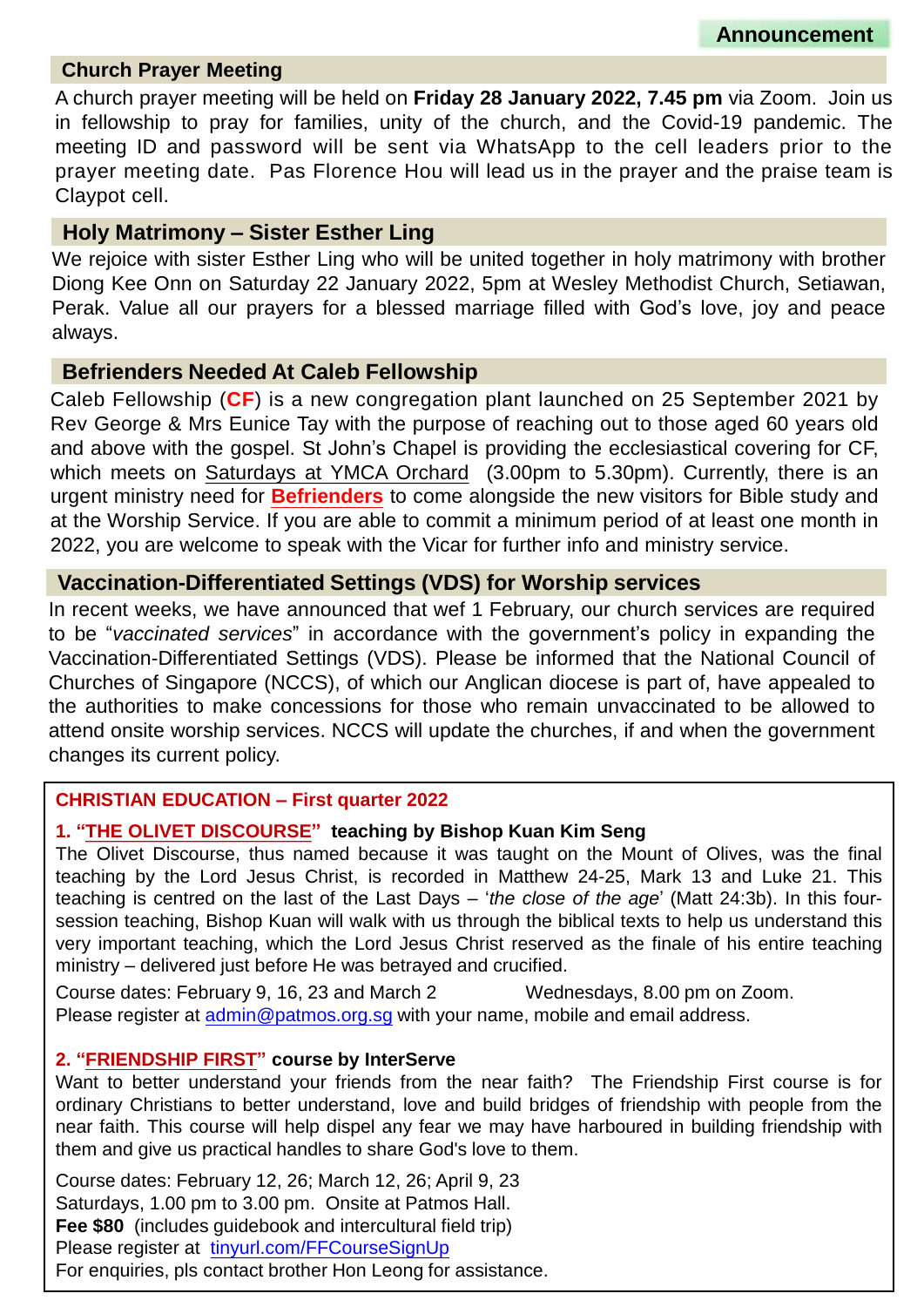## Announcement

### Church Prayer Meeting

A church prayer meeting will be held on **Friday 28 January 2022, 7.45 pm** via Zoom. Join us in fellowship to pray for families, unity of the church, and the Covid-19 pandemic. The meeting ID and password will be sent via WhatsApp to the cell leaders prior to the prayer meeting date. Pas Florence Hou will lead us in the prayer and the praise team is Claypot cell.

### Holy Matrimony – Sister Esther Ling

We rejoice with sister Esther Ling who will be united together in holy matrimony with brother Diong Kee Onn on Saturday 22 January 2022, 5pm at Wesley Methodist Church, Setiawan, Perak. Value all our prayers for a blessed marriage filled with God's love, joy and peace always.

### Befrienders Needed At Caleb Fellowship

Caleb Fellowship (**CF**) is a new congregation plant launched on 25 September 2021 by Rev George & Mrs Eunice Tay with the purpose of reaching out to those aged 60 years old and above with the gospel. St John's Chapel is providing the ecclesiastical covering for CF, which meets on Saturdays at YMCA Orchard (3.00pm to 5.30pm). Currently, there is an urgent ministry need for **Befrienders** to come alongside the new visitors for Bible study and at the Worship Service. If you are able to commit a minimum period of at least one month in 2022, you are welcome to speak with the Vicar for further info and ministry service.

### Vaccination-Differentiated Settings (VDS) for Worship services

In recent weeks, we have announced that wef 1 February, our church services are required to be "*vaccinated services*" in accordance with the government's policy in expanding the Vaccination-Differentiated Settings (VDS). Please be informed that the National Council of Churches of Singapore (NCCS), of which our Anglican diocese is part of, have appealed to the authorities to make concessions for those who remain unvaccinated to be allowed to attend onsite worship services. NCCS will update the churches, if and when the government changes its current policy.

### CHRISTIAN EDUCATION – First quarter 2022

**1. "THE OLIVET DISCOURSE" teaching by Bishop Kuan Kim Seng**

The Olivet Discourse, thus named because it was taught on the Mount of Olives, was the final teaching by the Lord Jesus Christ, is recorded in Matthew 24-25, Mark 13 and Luke 21. This teaching is centred on the last of the Last Days – '*the close of the age*' (Matt 24:3b). In this four-session teaching, Bishop Kuan will walk with us through the biblical texts to help us understand this very important teaching, which the Lord Jesus Christ reserved as the finale of his entire teaching ministry – delivered just before He was betrayed and crucified.

Course dates: February 9, 16, 23 and March 2 Wednesdays, 8.00 pm on Zoom.
Please register at admin@patmos.org.sg with your name, mobile and email address.

**2. "FRIENDSHIP FIRST" course by InterServe**

Want to better understand your friends from the near faith? The Friendship First course is for ordinary Christians to better understand, love and build bridges of friendship with people from the near faith. This course will help dispel any fear we may have harboured in building friendship with them and give us practical handles to share God's love to them.

Course dates: February 12, 26; March 12, 26; April 9, 23
Saturdays, 1.00 pm to 3.00 pm. Onsite at Patmos Hall.
**Fee $80** (includes guidebook and intercultural field trip)
Please register at tinyurl.com/FFCourseSignUp
For enquiries, pls contact brother Hon Leong for assistance.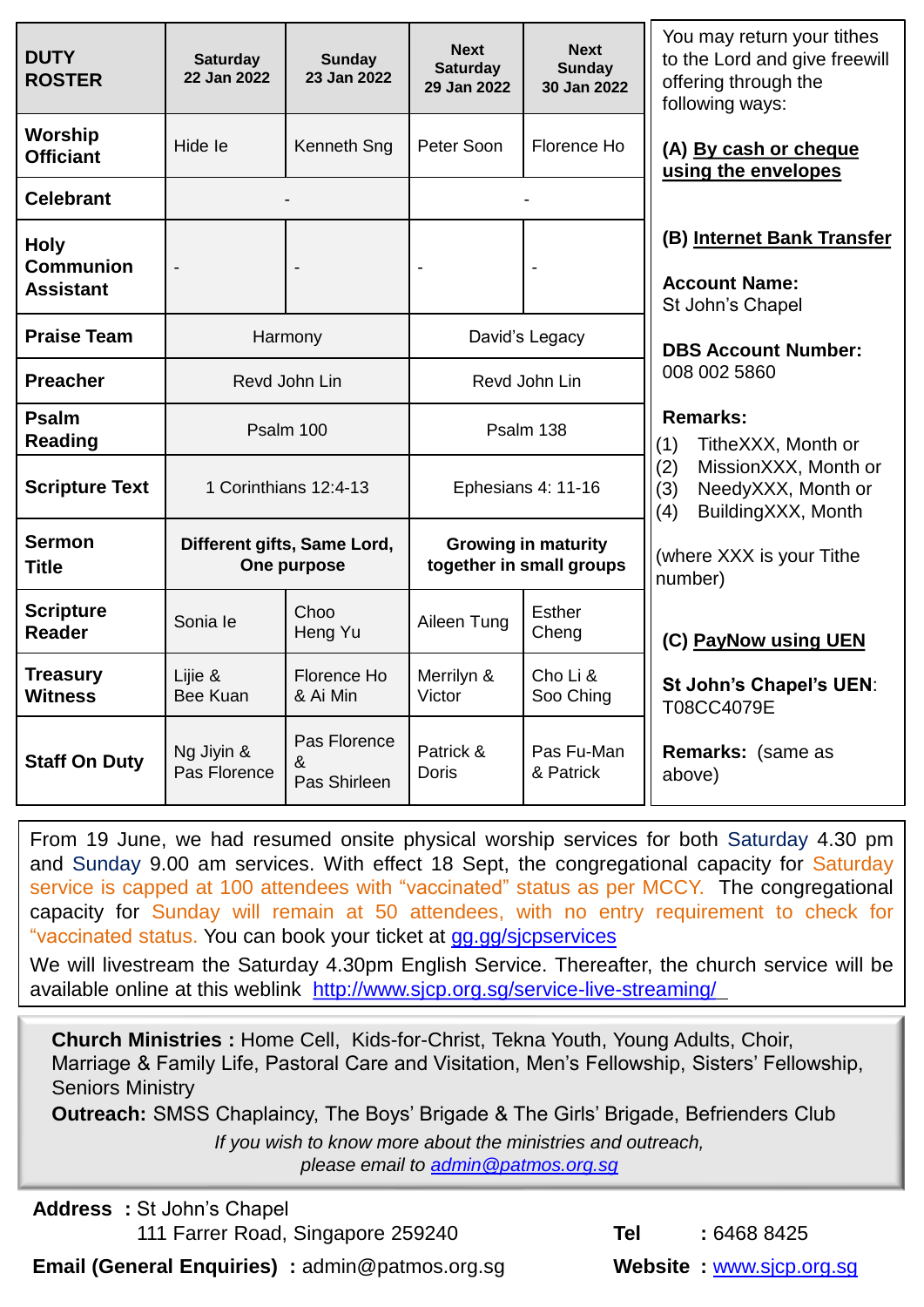| DUTY ROSTER | Saturday 22 Jan 2022 | Sunday 23 Jan 2022 | Next Saturday 29 Jan 2022 | Next Sunday 30 Jan 2022 |
|---|---|---|---|---|
| **Worship Officiant** | Hide Ie | Kenneth Sng | Peter Soon | Florence Ho |
| **Celebrant** | - | | - | |
| **Holy Communion Assistant** | - | - | - | - |
| **Praise Team** | Harmony | | David's Legacy | |
| **Preacher** | Revd John Lin | | Revd John Lin | |
| **Psalm Reading** | Psalm 100 | | Psalm 138 | |
| **Scripture Text** | 1 Corinthians 12:4-13 | | Ephesians 4: 11-16 | |
| **Sermon Title** | **Different gifts, Same Lord, One purpose** | | **Growing in maturity together in small groups** | |
| **Scripture Reader** | Sonia Ie | Choo Heng Yu | Aileen Tung | Esther Cheng |
| **Treasury Witness** | Lijie & Bee Kuan | Florence Ho & Ai Min | Merrilyn & Victor | Cho Li & Soo Ching |
| **Staff On Duty** | Ng Jiyin & Pas Florence | Pas Florence & Pas Shirleen | Patrick & Doris | Pas Fu-Man & Patrick |

You may return your tithes to the Lord and give freewill offering through the following ways:

**(A) By cash or cheque using the envelopes**

**(B) Internet Bank Transfer**

**Account Name:**
St John's Chapel

**DBS Account Number:**
008 002 5860

**Remarks:**

(1) TitheXXX, Month or
(2) MissionXXX, Month or
(3) NeedyXXX, Month or
(4) BuildingXXX, Month

(where XXX is your Tithe number)

**(C) PayNow using UEN**

**St John's Chapel's UEN**: T08CC4079E

**Remarks:** (same as above)

From 19 June, we had resumed onsite physical worship services for both Saturday 4.30 pm and Sunday 9.00 am services. With effect 18 Sept, the congregational capacity for Saturday service is capped at 100 attendees with "vaccinated" status as per MCCY. The congregational capacity for Sunday will remain at 50 attendees, with no entry requirement to check for "vaccinated status. You can book your ticket at gg.gg/sjcpservices

We will livestream the Saturday 4.30pm English Service. Thereafter, the church service will be available online at this weblink http://www.sjcp.org.sg/service-live-streaming/

**Church Ministries :** Home Cell, Kids-for-Christ, Tekna Youth, Young Adults, Choir, Marriage & Family Life, Pastoral Care and Visitation, Men's Fellowship, Sisters' Fellowship, Seniors Ministry

**Outreach:** SMSS Chaplaincy, The Boys' Brigade & The Girls' Brigade, Befrienders Club

*If you wish to know more about the ministries and outreach, please email to admin@patmos.org.sg*

**Address :** St John's Chapel
111 Farrer Road, Singapore 259240

**Tel :** 6468 8425

**Email (General Enquiries) :** admin@patmos.org.sg

**Website :** www.sjcp.org.sg